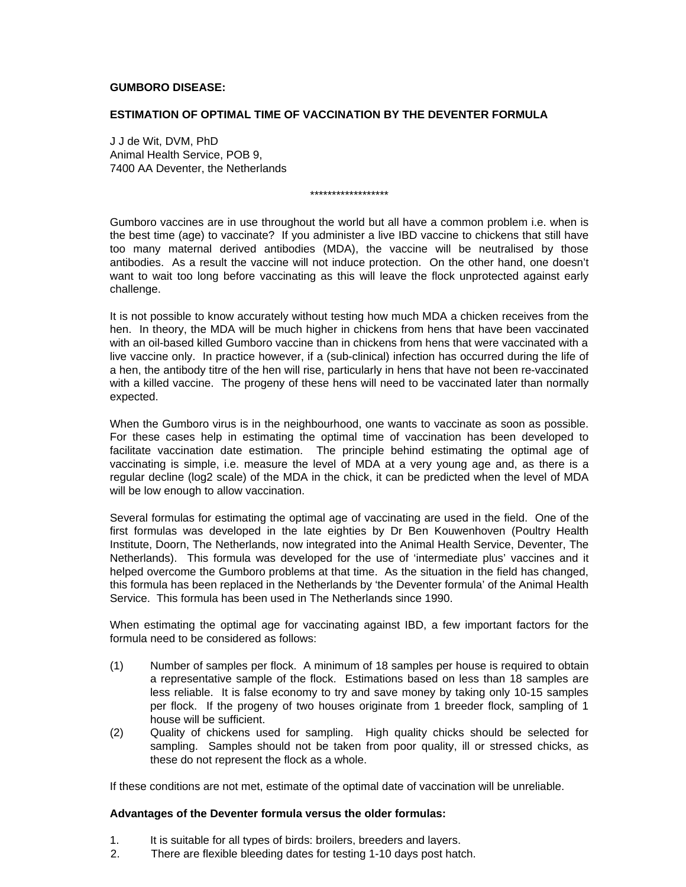**GUMBORO DISEASE:**

**ESTIMATION OF OPTIMAL TIME OF VACCINATION BY THE DEVENTER FORMULA**

J J de Wit, DVM, PhD
Animal Health Service, POB 9,
7400 AA Deventer, the Netherlands

******************

Gumboro vaccines are in use throughout the world but all have a common problem i.e. when is the best time (age) to vaccinate? If you administer a live IBD vaccine to chickens that still have too many maternal derived antibodies (MDA), the vaccine will be neutralised by those antibodies. As a result the vaccine will not induce protection. On the other hand, one doesn't want to wait too long before vaccinating as this will leave the flock unprotected against early challenge.

It is not possible to know accurately without testing how much MDA a chicken receives from the hen. In theory, the MDA will be much higher in chickens from hens that have been vaccinated with an oil-based killed Gumboro vaccine than in chickens from hens that were vaccinated with a live vaccine only. In practice however, if a (sub-clinical) infection has occurred during the life of a hen, the antibody titre of the hen will rise, particularly in hens that have not been re-vaccinated with a killed vaccine. The progeny of these hens will need to be vaccinated later than normally expected.

When the Gumboro virus is in the neighbourhood, one wants to vaccinate as soon as possible. For these cases help in estimating the optimal time of vaccination has been developed to facilitate vaccination date estimation. The principle behind estimating the optimal age of vaccinating is simple, i.e. measure the level of MDA at a very young age and, as there is a regular decline (log2 scale) of the MDA in the chick, it can be predicted when the level of MDA will be low enough to allow vaccination.

Several formulas for estimating the optimal age of vaccinating are used in the field. One of the first formulas was developed in the late eighties by Dr Ben Kouwenhoven (Poultry Health Institute, Doorn, The Netherlands, now integrated into the Animal Health Service, Deventer, The Netherlands). This formula was developed for the use of 'intermediate plus' vaccines and it helped overcome the Gumboro problems at that time. As the situation in the field has changed, this formula has been replaced in the Netherlands by 'the Deventer formula' of the Animal Health Service. This formula has been used in The Netherlands since 1990.

When estimating the optimal age for vaccinating against IBD, a few important factors for the formula need to be considered as follows:

(1) Number of samples per flock. A minimum of 18 samples per house is required to obtain a representative sample of the flock. Estimations based on less than 18 samples are less reliable. It is false economy to try and save money by taking only 10-15 samples per flock. If the progeny of two houses originate from 1 breeder flock, sampling of 1 house will be sufficient.

(2) Quality of chickens used for sampling. High quality chicks should be selected for sampling. Samples should not be taken from poor quality, ill or stressed chicks, as these do not represent the flock as a whole.

If these conditions are not met, estimate of the optimal date of vaccination will be unreliable.

**Advantages of the Deventer formula versus the older formulas:**

1. It is suitable for all types of birds: broilers, breeders and layers.
2. There are flexible bleeding dates for testing 1-10 days post hatch.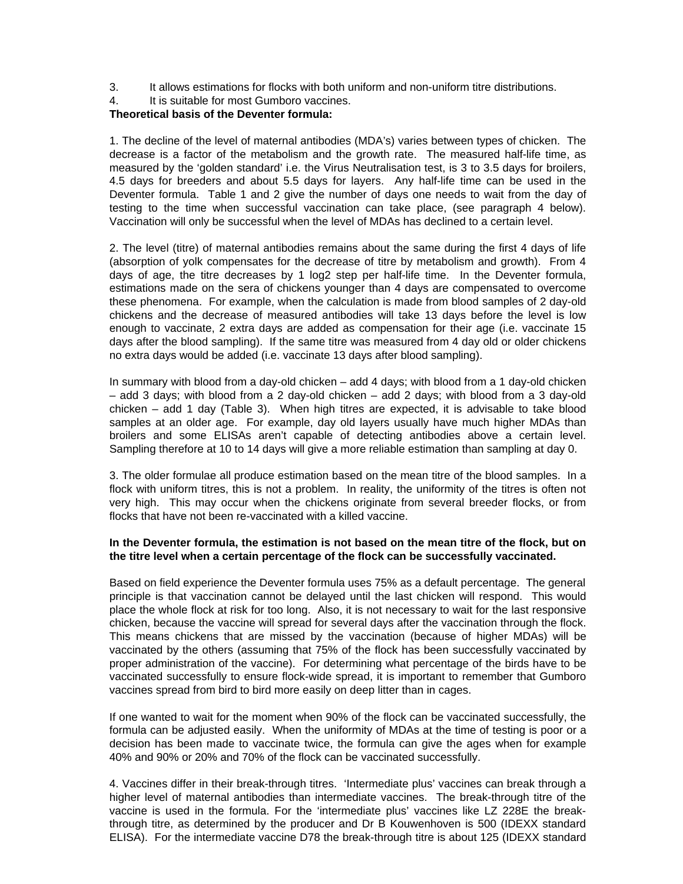3. It allows estimations for flocks with both uniform and non-uniform titre distributions.
4. It is suitable for most Gumboro vaccines.

**Theoretical basis of the Deventer formula:**

1. The decline of the level of maternal antibodies (MDA's) varies between types of chicken. The decrease is a factor of the metabolism and the growth rate. The measured half-life time, as measured by the 'golden standard' i.e. the Virus Neutralisation test, is 3 to 3.5 days for broilers, 4.5 days for breeders and about 5.5 days for layers. Any half-life time can be used in the Deventer formula. Table 1 and 2 give the number of days one needs to wait from the day of testing to the time when successful vaccination can take place, (see paragraph 4 below). Vaccination will only be successful when the level of MDAs has declined to a certain level.

2. The level (titre) of maternal antibodies remains about the same during the first 4 days of life (absorption of yolk compensates for the decrease of titre by metabolism and growth). From 4 days of age, the titre decreases by 1 log2 step per half-life time. In the Deventer formula, estimations made on the sera of chickens younger than 4 days are compensated to overcome these phenomena. For example, when the calculation is made from blood samples of 2 day-old chickens and the decrease of measured antibodies will take 13 days before the level is low enough to vaccinate, 2 extra days are added as compensation for their age (i.e. vaccinate 15 days after the blood sampling). If the same titre was measured from 4 day old or older chickens no extra days would be added (i.e. vaccinate 13 days after blood sampling).

In summary with blood from a day-old chicken – add 4 days; with blood from a 1 day-old chicken – add 3 days; with blood from a 2 day-old chicken – add 2 days; with blood from a 3 day-old chicken – add 1 day (Table 3). When high titres are expected, it is advisable to take blood samples at an older age. For example, day old layers usually have much higher MDAs than broilers and some ELISAs aren't capable of detecting antibodies above a certain level. Sampling therefore at 10 to 14 days will give a more reliable estimation than sampling at day 0.

3. The older formulae all produce estimation based on the mean titre of the blood samples. In a flock with uniform titres, this is not a problem. In reality, the uniformity of the titres is often not very high. This may occur when the chickens originate from several breeder flocks, or from flocks that have not been re-vaccinated with a killed vaccine.

**In the Deventer formula, the estimation is not based on the mean titre of the flock, but on the titre level when a certain percentage of the flock can be successfully vaccinated.**

Based on field experience the Deventer formula uses 75% as a default percentage. The general principle is that vaccination cannot be delayed until the last chicken will respond. This would place the whole flock at risk for too long. Also, it is not necessary to wait for the last responsive chicken, because the vaccine will spread for several days after the vaccination through the flock. This means chickens that are missed by the vaccination (because of higher MDAs) will be vaccinated by the others (assuming that 75% of the flock has been successfully vaccinated by proper administration of the vaccine). For determining what percentage of the birds have to be vaccinated successfully to ensure flock-wide spread, it is important to remember that Gumboro vaccines spread from bird to bird more easily on deep litter than in cages.

If one wanted to wait for the moment when 90% of the flock can be vaccinated successfully, the formula can be adjusted easily. When the uniformity of MDAs at the time of testing is poor or a decision has been made to vaccinate twice, the formula can give the ages when for example 40% and 90% or 20% and 70% of the flock can be vaccinated successfully.

4. Vaccines differ in their break-through titres. 'Intermediate plus' vaccines can break through a higher level of maternal antibodies than intermediate vaccines. The break-through titre of the vaccine is used in the formula. For the 'intermediate plus' vaccines like LZ 228E the break-through titre, as determined by the producer and Dr B Kouwenhoven is 500 (IDEXX standard ELISA). For the intermediate vaccine D78 the break-through titre is about 125 (IDEXX standard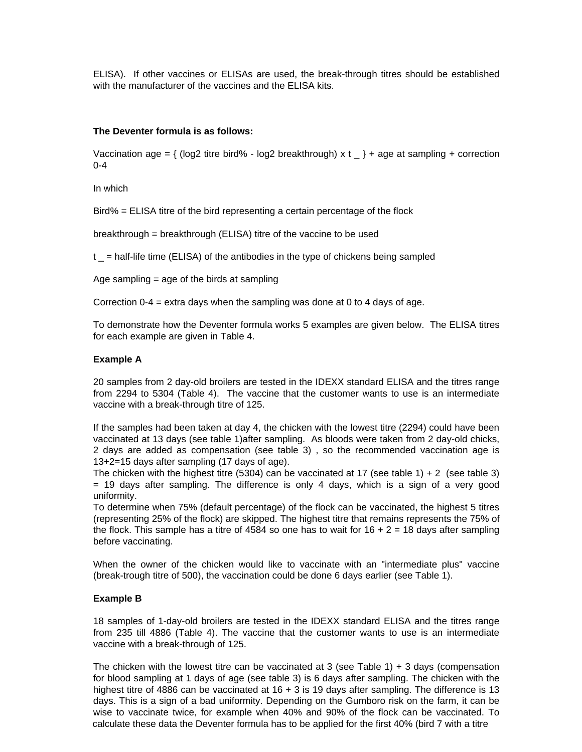ELISA). If other vaccines or ELISAs are used, the break-through titres should be established with the manufacturer of the vaccines and the ELISA kits.

**The Deventer formula is as follows:**

Vaccination age = { (log2 titre bird% - log2 breakthrough) x t _ } + age at sampling + correction 0-4

In which

Bird% = ELISA titre of the bird representing a certain percentage of the flock

breakthrough = breakthrough (ELISA) titre of the vaccine to be used

t _ = half-life time (ELISA) of the antibodies in the type of chickens being sampled

Age sampling = age of the birds at sampling

Correction 0-4 = extra days when the sampling was done at 0 to 4 days of age.

To demonstrate how the Deventer formula works 5 examples are given below. The ELISA titres for each example are given in Table 4.

**Example A**

20 samples from 2 day-old broilers are tested in the IDEXX standard ELISA and the titres range from 2294 to 5304 (Table 4). The vaccine that the customer wants to use is an intermediate vaccine with a break-through titre of 125.

If the samples had been taken at day 4, the chicken with the lowest titre (2294) could have been vaccinated at 13 days (see table 1)after sampling. As bloods were taken from 2 day-old chicks, 2 days are added as compensation (see table 3) , so the recommended vaccination age is 13+2=15 days after sampling (17 days of age).
The chicken with the highest titre (5304) can be vaccinated at 17 (see table 1) + 2 (see table 3) = 19 days after sampling. The difference is only 4 days, which is a sign of a very good uniformity.
To determine when 75% (default percentage) of the flock can be vaccinated, the highest 5 titres (representing 25% of the flock) are skipped. The highest titre that remains represents the 75% of the flock. This sample has a titre of 4584 so one has to wait for 16 + 2 = 18 days after sampling before vaccinating.

When the owner of the chicken would like to vaccinate with an "intermediate plus" vaccine (break-trough titre of 500), the vaccination could be done 6 days earlier (see Table 1).

**Example B**

18 samples of 1-day-old broilers are tested in the IDEXX standard ELISA and the titres range from 235 till 4886 (Table 4). The vaccine that the customer wants to use is an intermediate vaccine with a break-through of 125.

The chicken with the lowest titre can be vaccinated at 3 (see Table 1) + 3 days (compensation for blood sampling at 1 days of age (see table 3) is 6 days after sampling. The chicken with the highest titre of 4886 can be vaccinated at 16 + 3 is 19 days after sampling. The difference is 13 days. This is a sign of a bad uniformity. Depending on the Gumboro risk on the farm, it can be wise to vaccinate twice, for example when 40% and 90% of the flock can be vaccinated. To calculate these data the Deventer formula has to be applied for the first 40% (bird 7 with a titre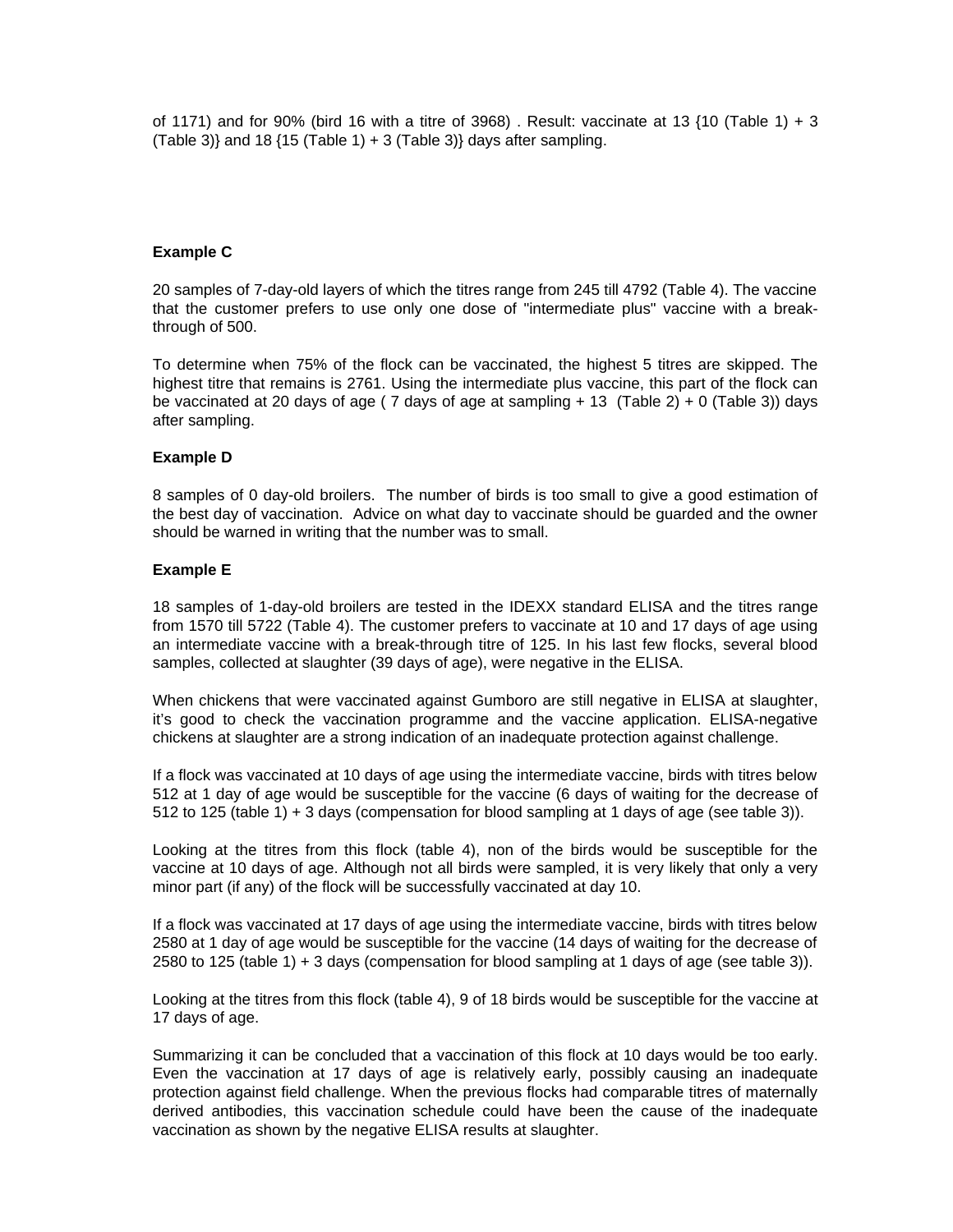of 1171) and for 90% (bird 16 with a titre of 3968) . Result: vaccinate at 13 {10 (Table 1) + 3 (Table 3)} and 18 {15 (Table 1) + 3 (Table 3)} days after sampling.

**Example C**

20 samples of 7-day-old layers of which the titres range from 245 till 4792 (Table 4). The vaccine that the customer prefers to use only one dose of "intermediate plus" vaccine with a break-through of 500.

To determine when 75% of the flock can be vaccinated, the highest 5 titres are skipped. The highest titre that remains is 2761. Using the intermediate plus vaccine, this part of the flock can be vaccinated at 20 days of age ( 7 days of age at sampling + 13 (Table 2) + 0 (Table 3)) days after sampling.

**Example D**

8 samples of 0 day-old broilers. The number of birds is too small to give a good estimation of the best day of vaccination. Advice on what day to vaccinate should be guarded and the owner should be warned in writing that the number was to small.

**Example E**

18 samples of 1-day-old broilers are tested in the IDEXX standard ELISA and the titres range from 1570 till 5722 (Table 4). The customer prefers to vaccinate at 10 and 17 days of age using an intermediate vaccine with a break-through titre of 125. In his last few flocks, several blood samples, collected at slaughter (39 days of age), were negative in the ELISA.

When chickens that were vaccinated against Gumboro are still negative in ELISA at slaughter, it's good to check the vaccination programme and the vaccine application. ELISA-negative chickens at slaughter are a strong indication of an inadequate protection against challenge.

If a flock was vaccinated at 10 days of age using the intermediate vaccine, birds with titres below 512 at 1 day of age would be susceptible for the vaccine (6 days of waiting for the decrease of 512 to 125 (table 1) + 3 days (compensation for blood sampling at 1 days of age (see table 3)).

Looking at the titres from this flock (table 4), non of the birds would be susceptible for the vaccine at 10 days of age. Although not all birds were sampled, it is very likely that only a very minor part (if any) of the flock will be successfully vaccinated at day 10.

If a flock was vaccinated at 17 days of age using the intermediate vaccine, birds with titres below 2580 at 1 day of age would be susceptible for the vaccine (14 days of waiting for the decrease of 2580 to 125 (table 1) + 3 days (compensation for blood sampling at 1 days of age (see table 3)).

Looking at the titres from this flock (table 4), 9 of 18 birds would be susceptible for the vaccine at 17 days of age.

Summarizing it can be concluded that a vaccination of this flock at 10 days would be too early. Even the vaccination at 17 days of age is relatively early, possibly causing an inadequate protection against field challenge. When the previous flocks had comparable titres of maternally derived antibodies, this vaccination schedule could have been the cause of the inadequate vaccination as shown by the negative ELISA results at slaughter.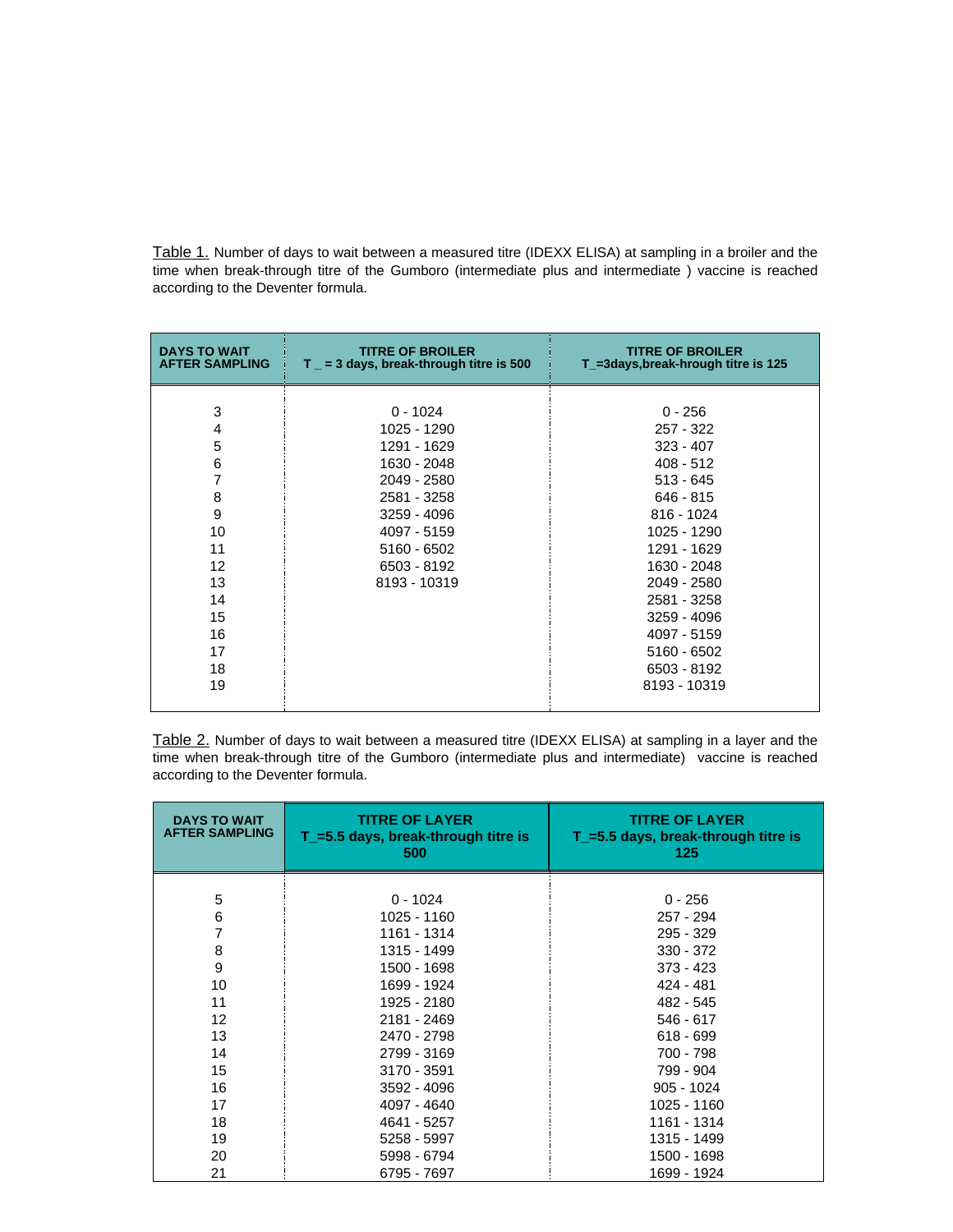Table 1. Number of days to wait between a measured titre (IDEXX ELISA) at sampling in a broiler and the time when break-through titre of the Gumboro (intermediate plus and intermediate ) vaccine is reached according to the Deventer formula.

| DAYS TO WAIT AFTER SAMPLING | TITRE OF BROILER T _ = 3 days, break-through titre is 500 | TITRE OF BROILER T_=3days,break-hrough titre is 125 |
|---|---|---|
| 3 | 0 - 1024 | 0 - 256 |
| 4 | 1025 - 1290 | 257 - 322 |
| 5 | 1291 - 1629 | 323 - 407 |
| 6 | 1630 - 2048 | 408 - 512 |
| 7 | 2049 - 2580 | 513 - 645 |
| 8 | 2581 - 3258 | 646 - 815 |
| 9 | 3259 - 4096 | 816 - 1024 |
| 10 | 4097 - 5159 | 1025 - 1290 |
| 11 | 5160 - 6502 | 1291 - 1629 |
| 12 | 6503 - 8192 | 1630 - 2048 |
| 13 | 8193 - 10319 | 2049 - 2580 |
| 14 | | 2581 - 3258 |
| 15 | | 3259 - 4096 |
| 16 | | 4097 - 5159 |
| 17 | | 5160 - 6502 |
| 18 | | 6503 - 8192 |
| 19 | | 8193 - 10319 |

Table 2. Number of days to wait between a measured titre (IDEXX ELISA) at sampling in a layer and the time when break-through titre of the Gumboro (intermediate plus and intermediate) vaccine is reached according to the Deventer formula.

| DAYS TO WAIT AFTER SAMPLING | TITRE OF LAYER T_=5.5 days, break-through titre is 500 | TITRE OF LAYER T_=5.5 days, break-through titre is 125 |
|---|---|---|
| 5 | 0 - 1024 | 0 - 256 |
| 6 | 1025 - 1160 | 257 - 294 |
| 7 | 1161 - 1314 | 295 - 329 |
| 8 | 1315 - 1499 | 330 - 372 |
| 9 | 1500 - 1698 | 373 - 423 |
| 10 | 1699 - 1924 | 424 - 481 |
| 11 | 1925 - 2180 | 482 - 545 |
| 12 | 2181 - 2469 | 546 - 617 |
| 13 | 2470 - 2798 | 618 - 699 |
| 14 | 2799 - 3169 | 700 - 798 |
| 15 | 3170 - 3591 | 799 - 904 |
| 16 | 3592 - 4096 | 905 - 1024 |
| 17 | 4097 - 4640 | 1025 - 1160 |
| 18 | 4641 - 5257 | 1161 - 1314 |
| 19 | 5258 - 5997 | 1315 - 1499 |
| 20 | 5998 - 6794 | 1500 - 1698 |
| 21 | 6795 - 7697 | 1699 - 1924 |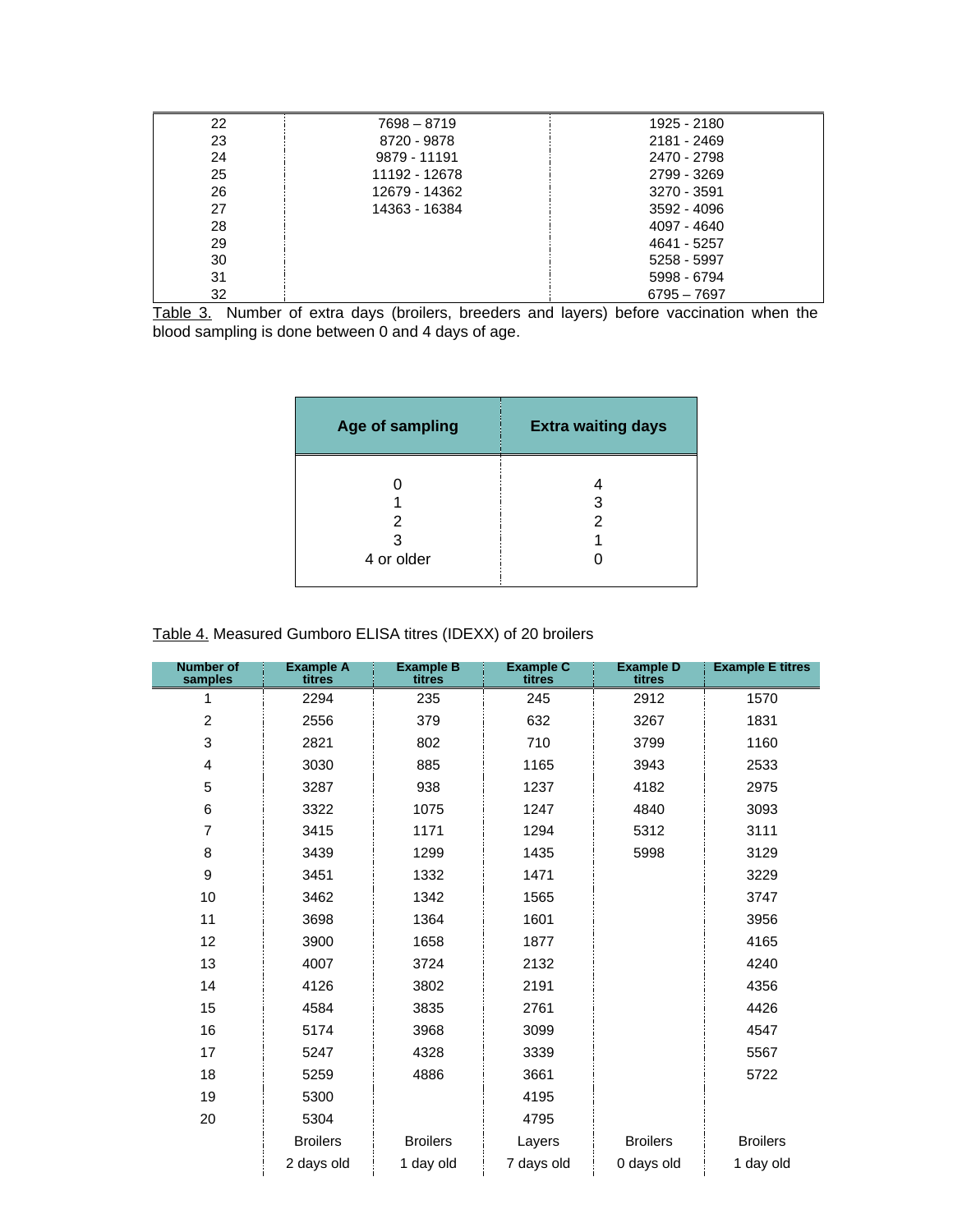| | | |
|---|---|---|
| 22 | 7698 – 8719 | 1925 - 2180 |
| 23 | 8720 - 9878 | 2181 - 2469 |
| 24 | 9879 - 11191 | 2470 - 2798 |
| 25 | 11192 - 12678 | 2799 - 3269 |
| 26 | 12679 - 14362 | 3270 - 3591 |
| 27 | 14363 - 16384 | 3592 - 4096 |
| 28 | | 4097 - 4640 |
| 29 | | 4641 - 5257 |
| 30 | | 5258 - 5997 |
| 31 | | 5998 - 6794 |
| 32 | | 6795 – 7697 |

Table 3. Number of extra days (broilers, breeders and layers) before vaccination when the blood sampling is done between 0 and 4 days of age.

| Age of sampling | Extra waiting days |
|---|---|
| 0 | 4 |
| 1 | 3 |
| 2 | 2 |
| 3 | 1 |
| 4 or older | 0 |

Table 4. Measured Gumboro ELISA titres (IDEXX) of 20 broilers

| Number of samples | Example A titres | Example B titres | Example C titres | Example D titres | Example E titres |
|---|---|---|---|---|---|
| 1 | 2294 | 235 | 245 | 2912 | 1570 |
| 2 | 2556 | 379 | 632 | 3267 | 1831 |
| 3 | 2821 | 802 | 710 | 3799 | 1160 |
| 4 | 3030 | 885 | 1165 | 3943 | 2533 |
| 5 | 3287 | 938 | 1237 | 4182 | 2975 |
| 6 | 3322 | 1075 | 1247 | 4840 | 3093 |
| 7 | 3415 | 1171 | 1294 | 5312 | 3111 |
| 8 | 3439 | 1299 | 1435 | 5998 | 3129 |
| 9 | 3451 | 1332 | 1471 | | 3229 |
| 10 | 3462 | 1342 | 1565 | | 3747 |
| 11 | 3698 | 1364 | 1601 | | 3956 |
| 12 | 3900 | 1658 | 1877 | | 4165 |
| 13 | 4007 | 3724 | 2132 | | 4240 |
| 14 | 4126 | 3802 | 2191 | | 4356 |
| 15 | 4584 | 3835 | 2761 | | 4426 |
| 16 | 5174 | 3968 | 3099 | | 4547 |
| 17 | 5247 | 4328 | 3339 | | 5567 |
| 18 | 5259 | 4886 | 3661 | | 5722 |
| 19 | 5300 | | 4195 | | |
| 20 | 5304 | | 4795 | | |
| | Broilers | Broilers | Layers | Broilers | Broilers |
| | 2 days old | 1 day old | 7 days old | 0 days old | 1 day old |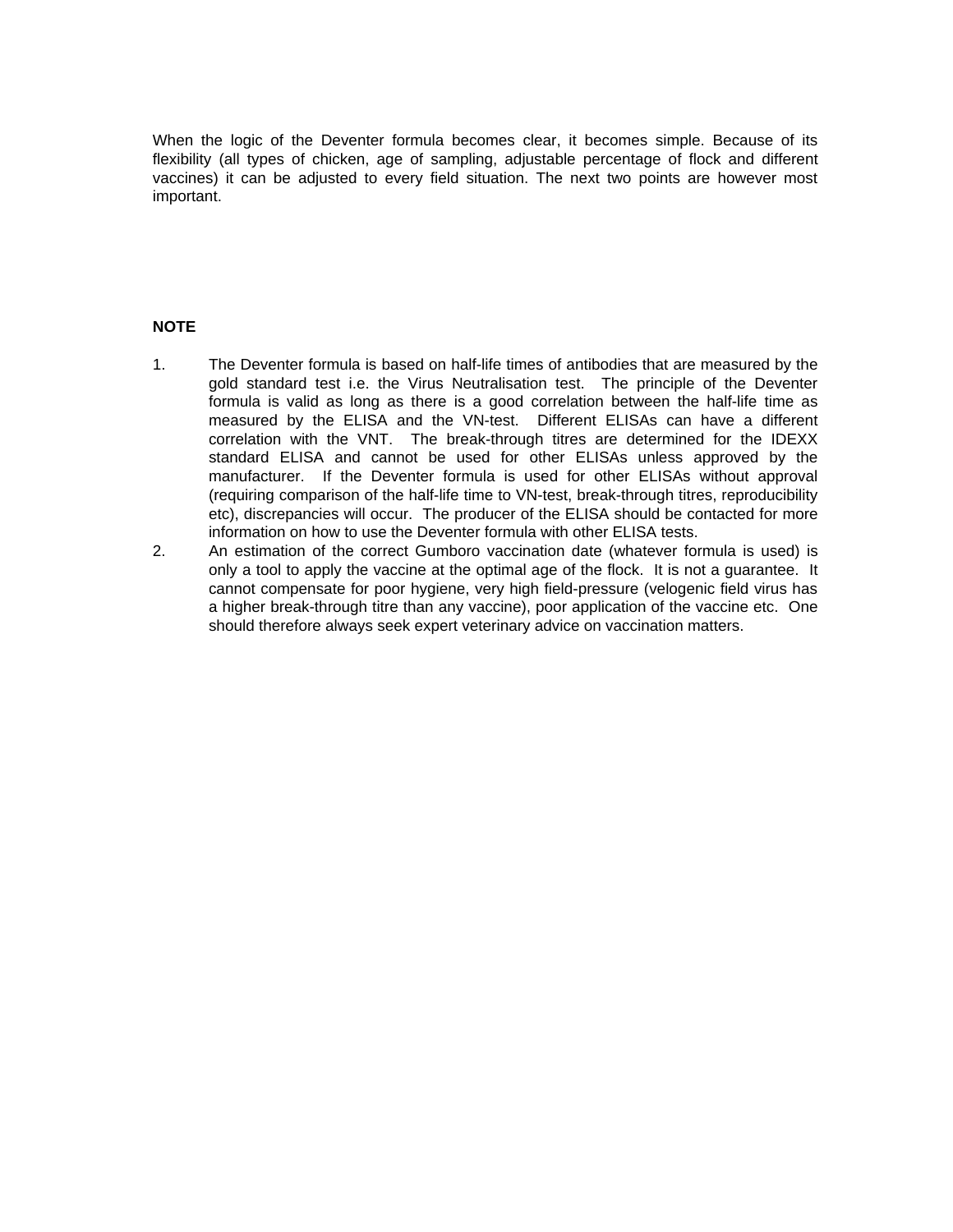When the logic of the Deventer formula becomes clear, it becomes simple. Because of its flexibility (all types of chicken, age of sampling, adjustable percentage of flock and different vaccines) it can be adjusted to every field situation. The next two points are however most important.

**NOTE**

1. The Deventer formula is based on half-life times of antibodies that are measured by the gold standard test i.e. the Virus Neutralisation test. The principle of the Deventer formula is valid as long as there is a good correlation between the half-life time as measured by the ELISA and the VN-test. Different ELISAs can have a different correlation with the VNT. The break-through titres are determined for the IDEXX standard ELISA and cannot be used for other ELISAs unless approved by the manufacturer. If the Deventer formula is used for other ELISAs without approval (requiring comparison of the half-life time to VN-test, break-through titres, reproducibility etc), discrepancies will occur. The producer of the ELISA should be contacted for more information on how to use the Deventer formula with other ELISA tests.
2. An estimation of the correct Gumboro vaccination date (whatever formula is used) is only a tool to apply the vaccine at the optimal age of the flock. It is not a guarantee. It cannot compensate for poor hygiene, very high field-pressure (velogenic field virus has a higher break-through titre than any vaccine), poor application of the vaccine etc. One should therefore always seek expert veterinary advice on vaccination matters.